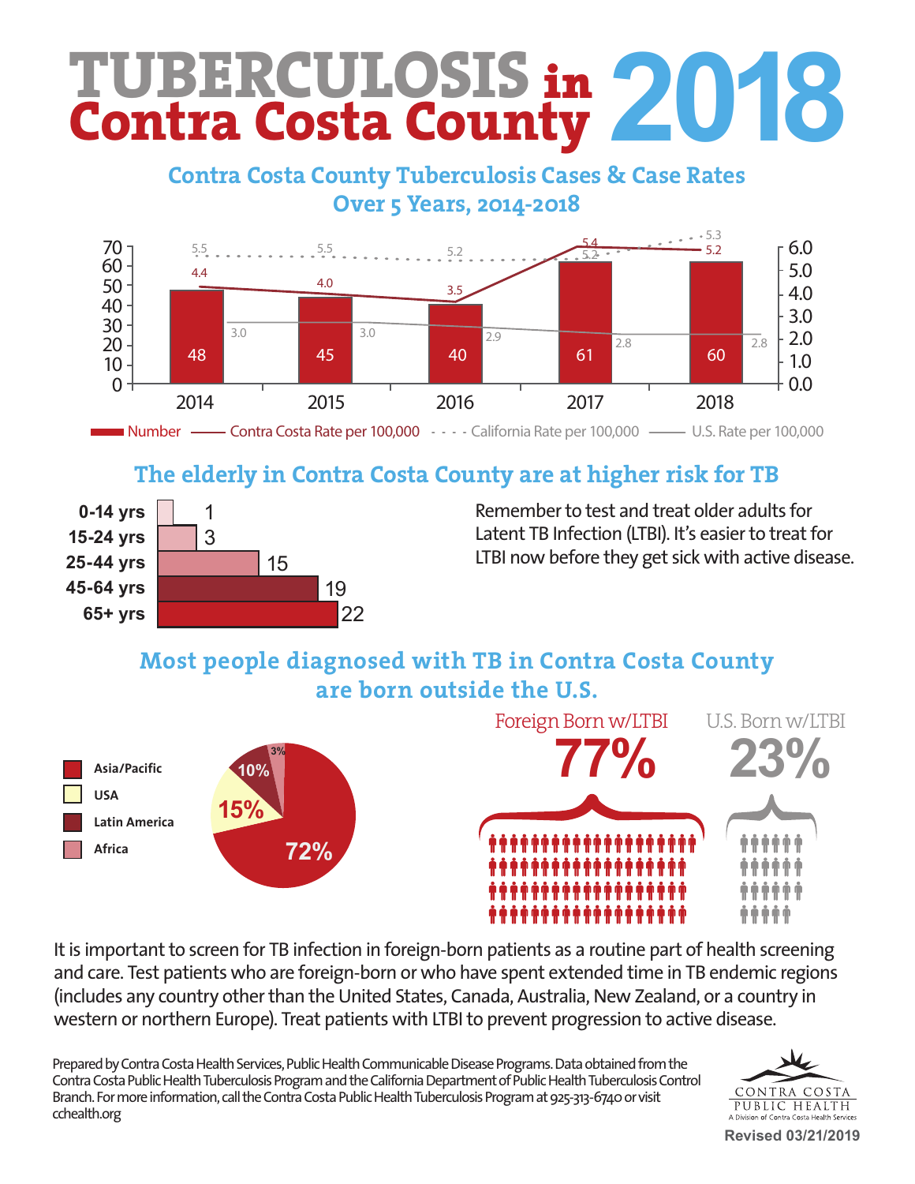# TUBERCULOSIS in Contra Costa County 2018

## Contra Costa County Tuberculosis Cases & Case Rates Over 5 Years, 2014-2018

| Year | Number | Contra Costa Rate per 100,000 | California Rate per 100,000 | U.S. Rate per 100,000 |
|---|---|---|---|---|
| 2014 | 48 | 4.4 | 5.5 | 3.0 |
| 2015 | 45 | 4.0 | 5.5 | 3.0 |
| 2016 | 40 | 3.5 | 5.2 | 2.9 |
| 2017 | 61 | 5.4 | 5.2 | 2.8 |
| 2018 | 60 | 5.2 | 5.3 | 2.8 |

## The elderly in Contra Costa County are at higher risk for TB

| Age | Cases |
|---|---|
| 0-14 yrs | 1 |
| 15-24 yrs | 3 |
| 25-44 yrs | 15 |
| 45-64 yrs | 19 |
| 65+ yrs | 22 |

Remember to test and treat older adults for Latent TB Infection (LTBI). It's easier to treat for LTBI now before they get sick with active disease.

## Most people diagnosed with TB in Contra Costa County are born outside the U.S.

| Region | Percent |
|---|---|
| Asia/Pacific | 72% |
| USA | 15% |
| Latin America | 10% |
| Africa | 3% |

Foreign Born w/LTBI **77%**

U.S. Born w/LTBI **23%**

It is important to screen for TB infection in foreign-born patients as a routine part of health screening and care. Test patients who are foreign-born or who have spent extended time in TB endemic regions (includes any country other than the United States, Canada, Australia, New Zealand, or a country in western or northern Europe). Treat patients with LTBI to prevent progression to active disease.

Prepared by Contra Costa Health Services, Public Health Communicable Disease Programs. Data obtained from the Contra Costa Public Health Tuberculosis Program and the California Department of Public Health Tuberculosis Control Branch. For more information, call the Contra Costa Public Health Tuberculosis Program at 925-313-6740 or visit cchealth.org

CONTRA COSTA PUBLIC HEALTH
A Division of Contra Costa Health Services

Revised 03/21/2019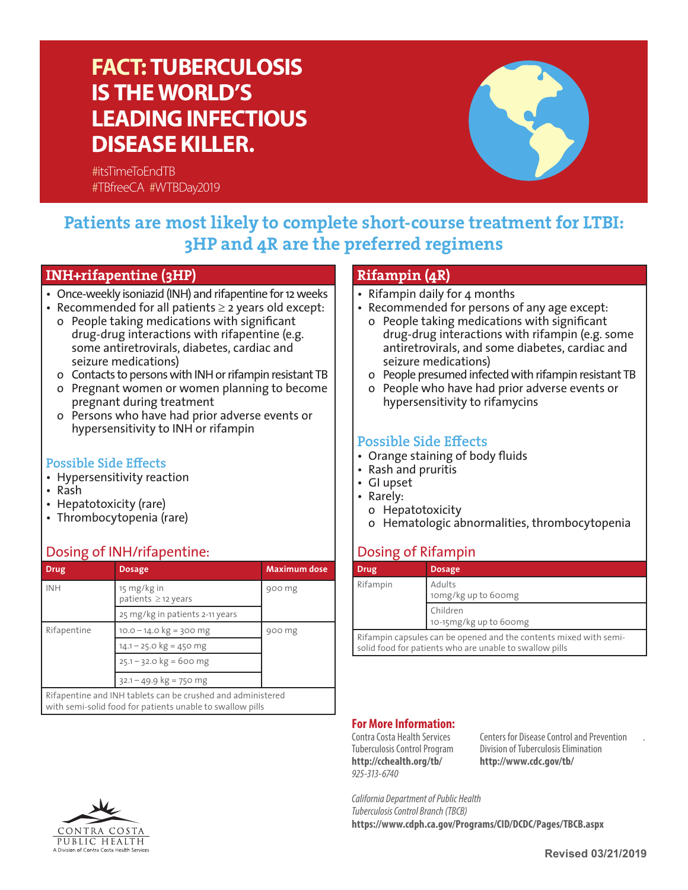# FACT: TUBERCULOSIS IS THE WORLD'S LEADING INFECTIOUS DISEASE KILLER.

#itsTimeToEndTB
#TBfreeCA #WTBDay2019

## Patients are most likely to complete short-course treatment for LTBI: 3HP and 4R are the preferred regimens

### INH+rifapentine (3HP)

- Once-weekly isoniazid (INH) and rifapentine for 12 weeks
- Recommended for all patients ≥ 2 years old except:
  - People taking medications with significant drug-drug interactions with rifapentine (e.g. some antiretrovirals, diabetes, cardiac and seizure medications)
  - Contacts to persons with INH or rifampin resistant TB
  - Pregnant women or women planning to become pregnant during treatment
  - Persons who have had prior adverse events or hypersensitivity to INH or rifampin

#### Possible Side Effects

- Hypersensitivity reaction
- Rash
- Hepatotoxicity (rare)
- Thrombocytopenia (rare)

#### Dosing of INH/rifapentine:

| Drug | Dosage | Maximum dose |
|---|---|---|
| INH | 15 mg/kg in patients ≥ 12 years | 900 mg |
| | 25 mg/kg in patients 2-11 years | |
| Rifapentine | 10.0 – 14.0 kg = 300 mg | 900 mg |
| | 14.1 – 25.0 kg = 450 mg | |
| | 25.1 – 32.0 kg = 600 mg | |
| | 32.1 – 49.9 kg = 750 mg | |
| Rifapentine and INH tablets can be crushed and administered with semi-solid food for patients unable to swallow pills | | |

### Rifampin (4R)

- Rifampin daily for 4 months
- Recommended for persons of any age except:
  - People taking medications with significant drug-drug interactions with rifampin (e.g. some antiretrovirals, and some diabetes, cardiac and seizure medications)
  - People presumed infected with rifampin resistant TB
  - People who have had prior adverse events or hypersensitivity to rifamycins

#### Possible Side Effects

- Orange staining of body fluids
- Rash and pruritis
- GI upset
- Rarely:
  - Hepatotoxicity
  - Hematologic abnormalities, thrombocytopenia

#### Dosing of Rifampin

| Drug | Dosage |
|---|---|
| Rifampin | Adults<br>10mg/kg up to 600mg |
| | Children<br>10-15mg/kg up to 600mg |
| Rifampin capsules can be opened and the contents mixed with semi-solid food for patients who are unable to swallow pills | |

**For More Information:**

Contra Costa Health Services
Tuberculosis Control Program
**http://cchealth.org/tb/**
*925-313-6740*

Centers for Disease Control and Prevention
Division of Tuberculosis Elimination
**http://www.cdc.gov/tb/**

*California Department of Public Health*
*Tuberculosis Control Branch (TBCB)*
**https://www.cdph.ca.gov/Programs/CID/DCDC/Pages/TBCB.aspx**

CONTRA COSTA PUBLIC HEALTH
A Division of Contra Costa Health Services

Revised 03/21/2019